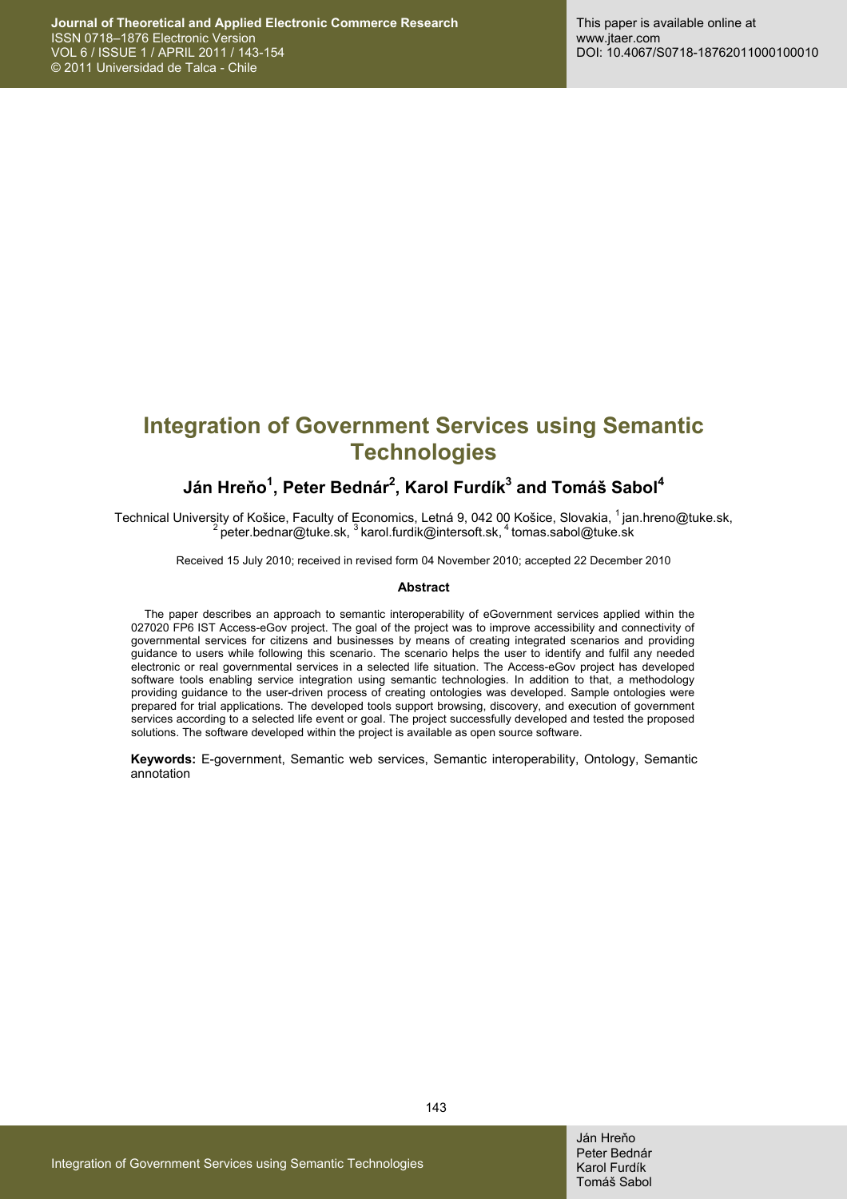# Integration of Government Services using Semantic Technologies

## Ján Hreňo[1], Peter Bednár[2], Karol Furdík[3] and Tomáš Sabol[4]

Technical University of Košice, Faculty of Economics, Letná 9, 042 00 Košice, Slovakia, [1] jan.hreno@tuke.sk, [2] peter.bednar@tuke.sk, [3] karol.furdik@intersoft.sk, [4] tomas.sabol@tuke.sk

Received 15 July 2010; received in revised form 04 November 2010; accepted 22 December 2010

### Abstract

The paper describes an approach to semantic interoperability of eGovernment services applied within the 027020 FP6 IST Access-eGov project. The goal of the project was to improve accessibility and connectivity of governmental services for citizens and businesses by means of creating integrated scenarios and providing guidance to users while following this scenario. The scenario helps the user to identify and fulfil any needed electronic or real governmental services in a selected life situation. The Access-eGov project has developed software tools enabling service integration using semantic technologies. In addition to that, a methodology providing guidance to the user-driven process of creating ontologies was developed. Sample ontologies were prepared for trial applications. The developed tools support browsing, discovery, and execution of government services according to a selected life event or goal. The project successfully developed and tested the proposed solutions. The software developed within the project is available as open source software.

**Keywords:** E-government, Semantic web services, Semantic interoperability, Ontology, Semantic annotation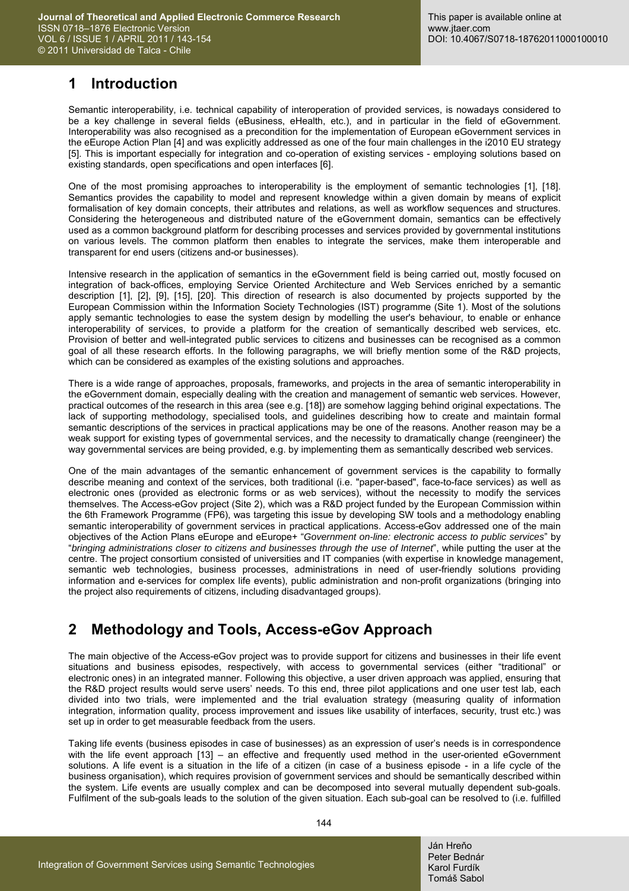# 1 Introduction

Semantic interoperability, i.e. technical capability of interoperation of provided services, is nowadays considered to be a key challenge in several fields (eBusiness, eHealth, etc.), and in particular in the field of eGovernment. Interoperability was also recognised as a precondition for the implementation of European eGovernment services in the eEurope Action Plan [4] and was explicitly addressed as one of the four main challenges in the i2010 EU strategy [5]. This is important especially for integration and co-operation of existing services - employing solutions based on existing standards, open specifications and open interfaces [6].

One of the most promising approaches to interoperability is the employment of semantic technologies [1], [18]. Semantics provides the capability to model and represent knowledge within a given domain by means of explicit formalisation of key domain concepts, their attributes and relations, as well as workflow sequences and structures. Considering the heterogeneous and distributed nature of the eGovernment domain, semantics can be effectively used as a common background platform for describing processes and services provided by governmental institutions on various levels. The common platform then enables to integrate the services, make them interoperable and transparent for end users (citizens and-or businesses).

Intensive research in the application of semantics in the eGovernment field is being carried out, mostly focused on integration of back-offices, employing Service Oriented Architecture and Web Services enriched by a semantic description [1], [2], [9], [15], [20]. This direction of research is also documented by projects supported by the European Commission within the Information Society Technologies (IST) programme (Site 1). Most of the solutions apply semantic technologies to ease the system design by modelling the user's behaviour, to enable or enhance interoperability of services, to provide a platform for the creation of semantically described web services, etc. Provision of better and well-integrated public services to citizens and businesses can be recognised as a common goal of all these research efforts. In the following paragraphs, we will briefly mention some of the R&D projects, which can be considered as examples of the existing solutions and approaches.

There is a wide range of approaches, proposals, frameworks, and projects in the area of semantic interoperability in the eGovernment domain, especially dealing with the creation and management of semantic web services. However, practical outcomes of the research in this area (see e.g. [18]) are somehow lagging behind original expectations. The lack of supporting methodology, specialised tools, and guidelines describing how to create and maintain formal semantic descriptions of the services in practical applications may be one of the reasons. Another reason may be a weak support for existing types of governmental services, and the necessity to dramatically change (reengineer) the way governmental services are being provided, e.g. by implementing them as semantically described web services.

One of the main advantages of the semantic enhancement of government services is the capability to formally describe meaning and context of the services, both traditional (i.e. "paper-based", face-to-face services) as well as electronic ones (provided as electronic forms or as web services), without the necessity to modify the services themselves. The Access-eGov project (Site 2), which was a R&D project funded by the European Commission within the 6th Framework Programme (FP6), was targeting this issue by developing SW tools and a methodology enabling semantic interoperability of government services in practical applications. Access-eGov addressed one of the main objectives of the Action Plans eEurope and eEurope+ "*Government on-line: electronic access to public services*" by "*bringing administrations closer to citizens and businesses through the use of Internet*", while putting the user at the centre. The project consortium consisted of universities and IT companies (with expertise in knowledge management, semantic web technologies, business processes, administrations in need of user-friendly solutions providing information and e-services for complex life events), public administration and non-profit organizations (bringing into the project also requirements of citizens, including disadvantaged groups).

# 2 Methodology and Tools, Access-eGov Approach

The main objective of the Access-eGov project was to provide support for citizens and businesses in their life event situations and business episodes, respectively, with access to governmental services (either "traditional" or electronic ones) in an integrated manner. Following this objective, a user driven approach was applied, ensuring that the R&D project results would serve users' needs. To this end, three pilot applications and one user test lab, each divided into two trials, were implemented and the trial evaluation strategy (measuring quality of information integration, information quality, process improvement and issues like usability of interfaces, security, trust etc.) was set up in order to get measurable feedback from the users.

Taking life events (business episodes in case of businesses) as an expression of user's needs is in correspondence with the life event approach [13] – an effective and frequently used method in the user-oriented eGovernment solutions. A life event is a situation in the life of a citizen (in case of a business episode - in a life cycle of the business organisation), which requires provision of government services and should be semantically described within the system. Life events are usually complex and can be decomposed into several mutually dependent sub-goals. Fulfilment of the sub-goals leads to the solution of the given situation. Each sub-goal can be resolved to (i.e. fulfilled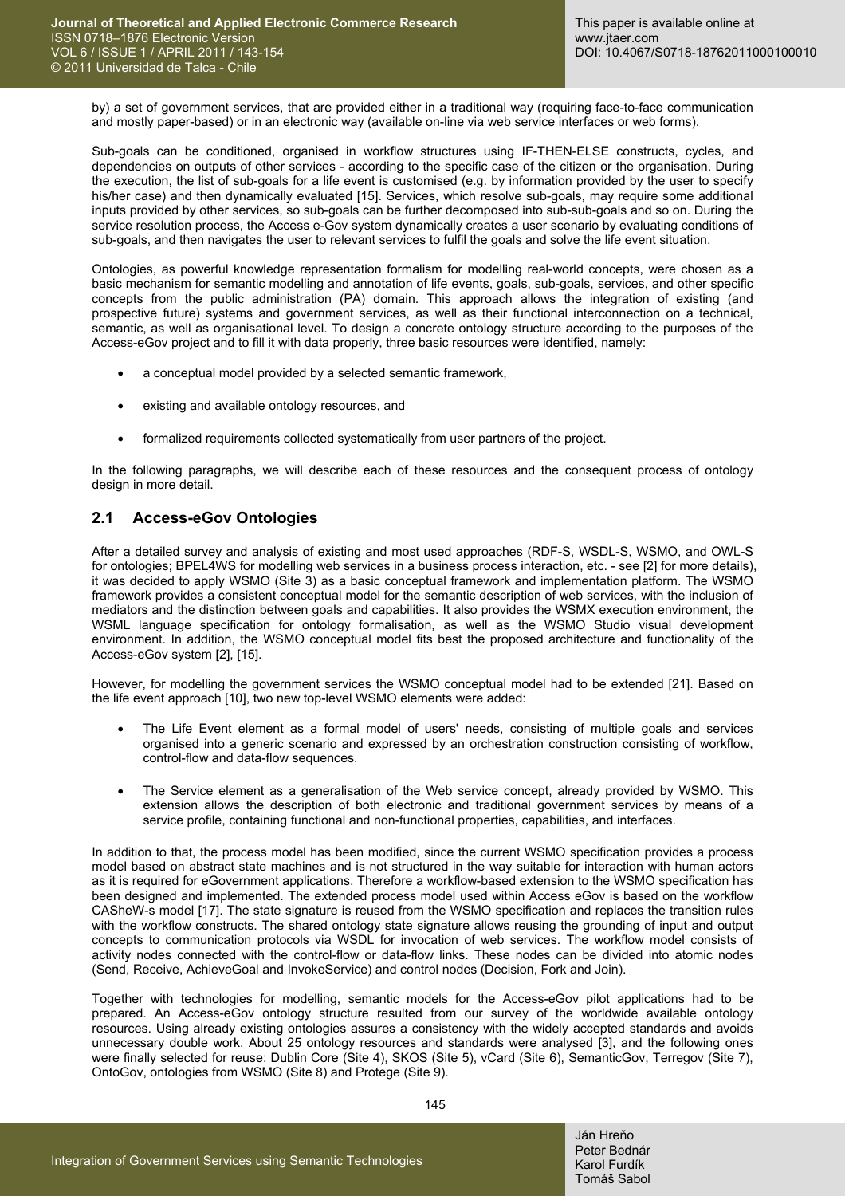by) a set of government services, that are provided either in a traditional way (requiring face-to-face communication and mostly paper-based) or in an electronic way (available on-line via web service interfaces or web forms).

Sub-goals can be conditioned, organised in workflow structures using IF-THEN-ELSE constructs, cycles, and dependencies on outputs of other services - according to the specific case of the citizen or the organisation. During the execution, the list of sub-goals for a life event is customised (e.g. by information provided by the user to specify his/her case) and then dynamically evaluated [15]. Services, which resolve sub-goals, may require some additional inputs provided by other services, so sub-goals can be further decomposed into sub-sub-goals and so on. During the service resolution process, the Access e-Gov system dynamically creates a user scenario by evaluating conditions of sub-goals, and then navigates the user to relevant services to fulfil the goals and solve the life event situation.

Ontologies, as powerful knowledge representation formalism for modelling real-world concepts, were chosen as a basic mechanism for semantic modelling and annotation of life events, goals, sub-goals, services, and other specific concepts from the public administration (PA) domain. This approach allows the integration of existing (and prospective future) systems and government services, as well as their functional interconnection on a technical, semantic, as well as organisational level. To design a concrete ontology structure according to the purposes of the Access-eGov project and to fill it with data properly, three basic resources were identified, namely:

- a conceptual model provided by a selected semantic framework,
- existing and available ontology resources, and
- formalized requirements collected systematically from user partners of the project.

In the following paragraphs, we will describe each of these resources and the consequent process of ontology design in more detail.

## 2.1 Access-eGov Ontologies

After a detailed survey and analysis of existing and most used approaches (RDF-S, WSDL-S, WSMO, and OWL-S for ontologies; BPEL4WS for modelling web services in a business process interaction, etc. - see [2] for more details), it was decided to apply WSMO (Site 3) as a basic conceptual framework and implementation platform. The WSMO framework provides a consistent conceptual model for the semantic description of web services, with the inclusion of mediators and the distinction between goals and capabilities. It also provides the WSMX execution environment, the WSML language specification for ontology formalisation, as well as the WSMO Studio visual development environment. In addition, the WSMO conceptual model fits best the proposed architecture and functionality of the Access-eGov system [2], [15].

However, for modelling the government services the WSMO conceptual model had to be extended [21]. Based on the life event approach [10], two new top-level WSMO elements were added:

- The Life Event element as a formal model of users' needs, consisting of multiple goals and services organised into a generic scenario and expressed by an orchestration construction consisting of workflow, control-flow and data-flow sequences.
- The Service element as a generalisation of the Web service concept, already provided by WSMO. This extension allows the description of both electronic and traditional government services by means of a service profile, containing functional and non-functional properties, capabilities, and interfaces.

In addition to that, the process model has been modified, since the current WSMO specification provides a process model based on abstract state machines and is not structured in the way suitable for interaction with human actors as it is required for eGovernment applications. Therefore a workflow-based extension to the WSMO specification has been designed and implemented. The extended process model used within Access eGov is based on the workflow CASheW-s model [17]. The state signature is reused from the WSMO specification and replaces the transition rules with the workflow constructs. The shared ontology state signature allows reusing the grounding of input and output concepts to communication protocols via WSDL for invocation of web services. The workflow model consists of activity nodes connected with the control-flow or data-flow links. These nodes can be divided into atomic nodes (Send, Receive, AchieveGoal and InvokeService) and control nodes (Decision, Fork and Join).

Together with technologies for modelling, semantic models for the Access-eGov pilot applications had to be prepared. An Access-eGov ontology structure resulted from our survey of the worldwide available ontology resources. Using already existing ontologies assures a consistency with the widely accepted standards and avoids unnecessary double work. About 25 ontology resources and standards were analysed [3], and the following ones were finally selected for reuse: Dublin Core (Site 4), SKOS (Site 5), vCard (Site 6), SemanticGov, Terregov (Site 7), OntoGov, ontologies from WSMO (Site 8) and Protege (Site 9).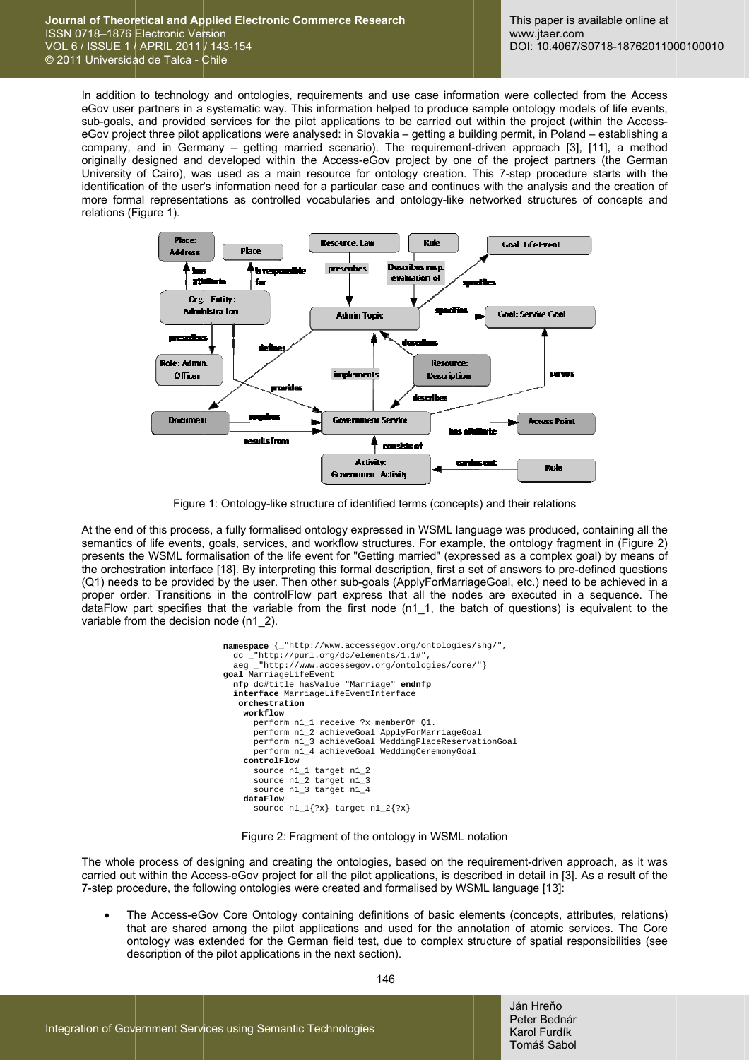In addition to technology and ontologies, requirements and use case information were collected from the Access eGov user partners in a systematic way. This information helped to produce sample ontology models of life events, sub-goals, and provided services for the pilot applications to be carried out within the project (within the Access-eGov project three pilot applications were analysed: in Slovakia – getting a building permit, in Poland – establishing a company, and in Germany – getting married scenario). The requirement-driven approach [3], [11], a method originally designed and developed within the Access-eGov project by one of the project partners (the German University of Cairo), was used as a main resource for ontology creation. This 7-step procedure starts with the identification of the user's information need for a particular case and continues with the analysis and the creation of more formal representations as controlled vocabularies and ontology-like networked structures of concepts and relations (Figure 1).

Figure 1: Ontology-like structure of identified terms (concepts) and their relations

At the end of this process, a fully formalised ontology expressed in WSML language was produced, containing all the semantics of life events, goals, services, and workflow structures. For example, the ontology fragment in (Figure 2) presents the WSML formalisation of the life event for "Getting married" (expressed as a complex goal) by means of the orchestration interface [18]. By interpreting this formal description, first a set of answers to pre-defined questions (Q1) needs to be provided by the user. Then other sub-goals (ApplyForMarriageGoal, etc.) need to be achieved in a proper order. Transitions in the controlFlow part express that all the nodes are executed in a sequence. The dataFlow part specifies that the variable from the first node (n1_1, the batch of questions) is equivalent to the variable from the decision node (n1_2).

```
namespace {_"http://www.accessegov.org/ontologies/shg/",
  dc _"http://purl.org/dc/elements/1.1#",
  aeg _"http://www.accessegov.org/ontologies/core/"}
goal MarriageLifeEvent
  nfp dc#title hasValue "Marriage" endnfp
  interface MarriageLifeEventInterface
   orchestration
    workflow
      perform n1_1 receive ?x memberOf Q1.
      perform n1_2 achieveGoal ApplyForMarriageGoal
      perform n1_3 achieveGoal WeddingPlaceReservationGoal
      perform n1_4 achieveGoal WeddingCeremonyGoal
    controlFlow
      source n1_1 target n1_2
      source n1_2 target n1_3
      source n1_3 target n1_4
    dataFlow
      source n1_1{?x} target n1_2{?x}
```

Figure 2: Fragment of the ontology in WSML notation

The whole process of designing and creating the ontologies, based on the requirement-driven approach, as it was carried out within the Access-eGov project for all the pilot applications, is described in detail in [3]. As a result of the 7-step procedure, the following ontologies were created and formalised by WSML language [13]:

- The Access-eGov Core Ontology containing definitions of basic elements (concepts, attributes, relations) that are shared among the pilot applications and used for the annotation of atomic services. The Core ontology was extended for the German field test, due to complex structure of spatial responsibilities (see description of the pilot applications in the next section).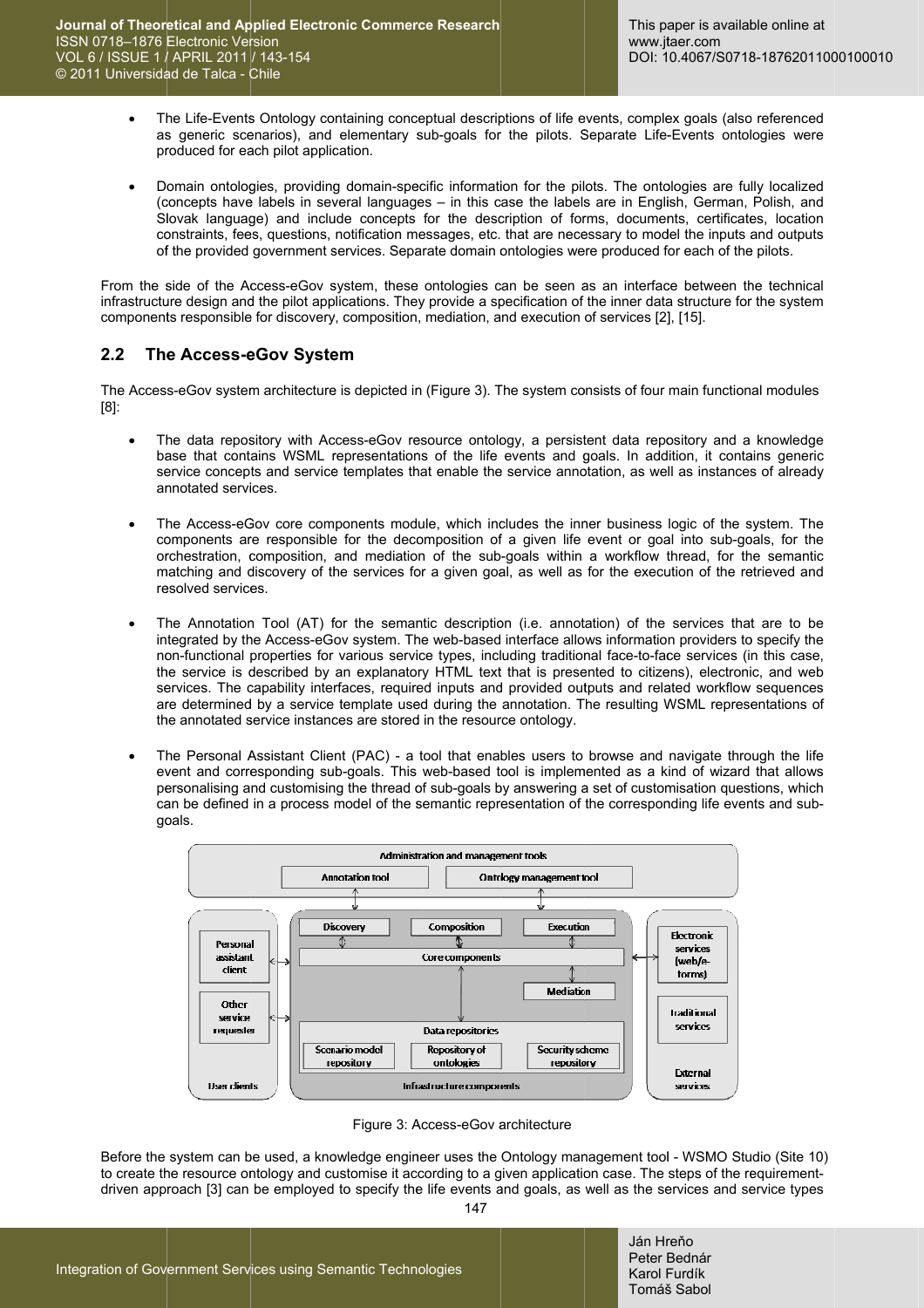- The Life-Events Ontology containing conceptual descriptions of life events, complex goals (also referenced as generic scenarios), and elementary sub-goals for the pilots. Separate Life-Events ontologies were produced for each pilot application.

- Domain ontologies, providing domain-specific information for the pilots. The ontologies are fully localized (concepts have labels in several languages – in this case the labels are in English, German, Polish, and Slovak language) and include concepts for the description of forms, documents, certificates, location constraints, fees, questions, notification messages, etc. that are necessary to model the inputs and outputs of the provided government services. Separate domain ontologies were produced for each of the pilots.

From the side of the Access-eGov system, these ontologies can be seen as an interface between the technical infrastructure design and the pilot applications. They provide a specification of the inner data structure for the system components responsible for discovery, composition, mediation, and execution of services [2], [15].

## 2.2 The Access-eGov System

The Access-eGov system architecture is depicted in (Figure 3). The system consists of four main functional modules [8]:

- The data repository with Access-eGov resource ontology, a persistent data repository and a knowledge base that contains WSML representations of the life events and goals. In addition, it contains generic service concepts and service templates that enable the service annotation, as well as instances of already annotated services.

- The Access-eGov core components module, which includes the inner business logic of the system. The components are responsible for the decomposition of a given life event or goal into sub-goals, for the orchestration, composition, and mediation of the sub-goals within a workflow thread, for the semantic matching and discovery of the services for a given goal, as well as for the execution of the retrieved and resolved services.

- The Annotation Tool (AT) for the semantic description (i.e. annotation) of the services that are to be integrated by the Access-eGov system. The web-based interface allows information providers to specify the non-functional properties for various service types, including traditional face-to-face services (in this case, the service is described by an explanatory HTML text that is presented to citizens), electronic, and web services. The capability interfaces, required inputs and provided outputs and related workflow sequences are determined by a service template used during the annotation. The resulting WSML representations of the annotated service instances are stored in the resource ontology.

- The Personal Assistant Client (PAC) - a tool that enables users to browse and navigate through the life event and corresponding sub-goals. This web-based tool is implemented as a kind of wizard that allows personalising and customising the thread of sub-goals by answering a set of customisation questions, which can be defined in a process model of the semantic representation of the corresponding life events and sub-goals.

Figure 3: Access-eGov architecture

Before the system can be used, a knowledge engineer uses the Ontology management tool - WSMO Studio (Site 10) to create the resource ontology and customise it according to a given application case. The steps of the requirement-driven approach [3] can be employed to specify the life events and goals, as well as the services and service types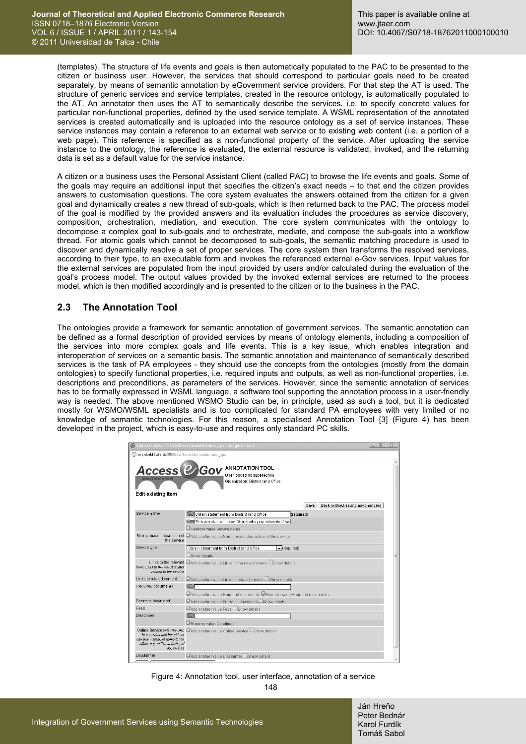(templates). The structure of life events and goals is then automatically populated to the PAC to be presented to the citizen or business user. However, the services that should correspond to particular goals need to be created separately, by means of semantic annotation by eGovernment service providers. For that step the AT is used. The structure of generic services and service templates, created in the resource ontology, is automatically populated to the AT. An annotator then uses the AT to semantically describe the services, i.e. to specify concrete values for particular non-functional properties, defined by the used service template. A WSML representation of the annotated services is created automatically and is uploaded into the resource ontology as a set of service instances. These service instances may contain a reference to an external web service or to existing web content (i.e. a portion of a web page). This reference is specified as a non-functional property of the service. After uploading the service instance to the ontology, the reference is evaluated, the external resource is validated, invoked, and the returning data is set as a default value for the service instance.

A citizen or a business uses the Personal Assistant Client (called PAC) to browse the life events and goals. Some of the goals may require an additional input that specifies the citizen's exact needs – to that end the citizen provides answers to customisation questions. The core system evaluates the answers obtained from the citizen for a given goal and dynamically creates a new thread of sub-goals, which is then returned back to the PAC. The process model of the goal is modified by the provided answers and its evaluation includes the procedures as service discovery, composition, orchestration, mediation, and execution. The core system communicates with the ontology to decompose a complex goal to sub-goals and to orchestrate, mediate, and compose the sub-goals into a workflow thread. For atomic goals which cannot be decomposed to sub-goals, the semantic matching procedure is used to discover and dynamically resolve a set of proper services. The core system then transforms the resolved services, according to their type, to an executable form and invokes the referenced external e-Gov services. Input values for the external services are populated from the input provided by users and/or calculated during the evaluation of the goal's process model. The output values provided by the invoked external services are returned to the process model, which is then modified accordingly and is presented to the citizen or to the business in the PAC.

## 2.3 The Annotation Tool

The ontologies provide a framework for semantic annotation of government services. The semantic annotation can be defined as a formal description of provided services by means of ontology elements, including a composition of the services into more complex goals and life events. This is a key issue, which enables integration and interoperation of services on a semantic basis. The semantic annotation and maintenance of semantically described services is the task of PA employees - they should use the concepts from the ontologies (mostly from the domain ontologies) to specify functional properties, i.e. required inputs and outputs, as well as non-functional properties, i.e. descriptions and preconditions, as parameters of the services. However, since the semantic annotation of services has to be formally expressed in WSML language, a software tool supporting the annotation process in a user-friendly way is needed. The above mentioned WSMO Studio can be, in principle, used as such a tool, but it is dedicated mostly for WSMO/WSML specialists and is too complicated for standard PA employees with very limited or no knowledge of semantic technologies. For this reason, a specialised Annotation Tool [3] (Figure 4) has been developed in the project, which is easy-to-use and requires only standard PC skills.

Figure 4: Annotation tool, user interface, annotation of a service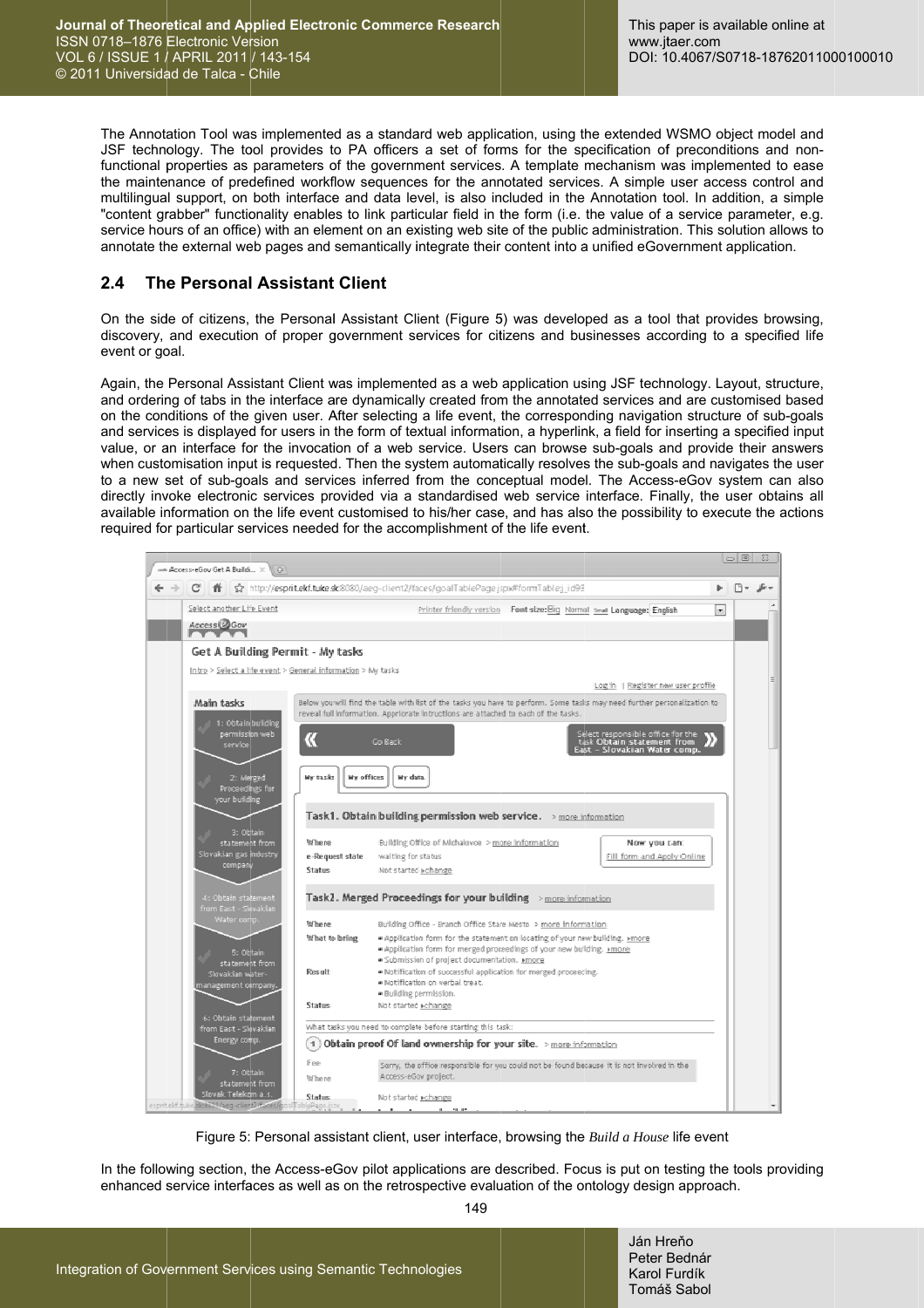The Annotation Tool was implemented as a standard web application, using the extended WSMO object model and JSF technology. The tool provides to PA officers a set of forms for the specification of preconditions and non-functional properties as parameters of the government services. A template mechanism was implemented to ease the maintenance of predefined workflow sequences for the annotated services. A simple user access control and multilingual support, on both interface and data level, is also included in the Annotation tool. In addition, a simple "content grabber" functionality enables to link particular field in the form (i.e. the value of a service parameter, e.g. service hours of an office) with an element on an existing web site of the public administration. This solution allows to annotate the external web pages and semantically integrate their content into a unified eGovernment application.

## 2.4 The Personal Assistant Client

On the side of citizens, the Personal Assistant Client (Figure 5) was developed as a tool that provides browsing, discovery, and execution of proper government services for citizens and businesses according to a specified life event or goal.

Again, the Personal Assistant Client was implemented as a web application using JSF technology. Layout, structure, and ordering of tabs in the interface are dynamically created from the annotated services and are customised based on the conditions of the given user. After selecting a life event, the corresponding navigation structure of sub-goals and services is displayed for users in the form of textual information, a hyperlink, a field for inserting a specified input value, or an interface for the invocation of a web service. Users can browse sub-goals and provide their answers when customisation input is requested. Then the system automatically resolves the sub-goals and navigates the user to a new set of sub-goals and services inferred from the conceptual model. The Access-eGov system can also directly invoke electronic services provided via a standardised web service interface. Finally, the user obtains all available information on the life event customised to his/her case, and has also the possibility to execute the actions required for particular services needed for the accomplishment of the life event.

Figure 5: Personal assistant client, user interface, browsing the *Build a House* life event

In the following section, the Access-eGov pilot applications are described. Focus is put on testing the tools providing enhanced service interfaces as well as on the retrospective evaluation of the ontology design approach.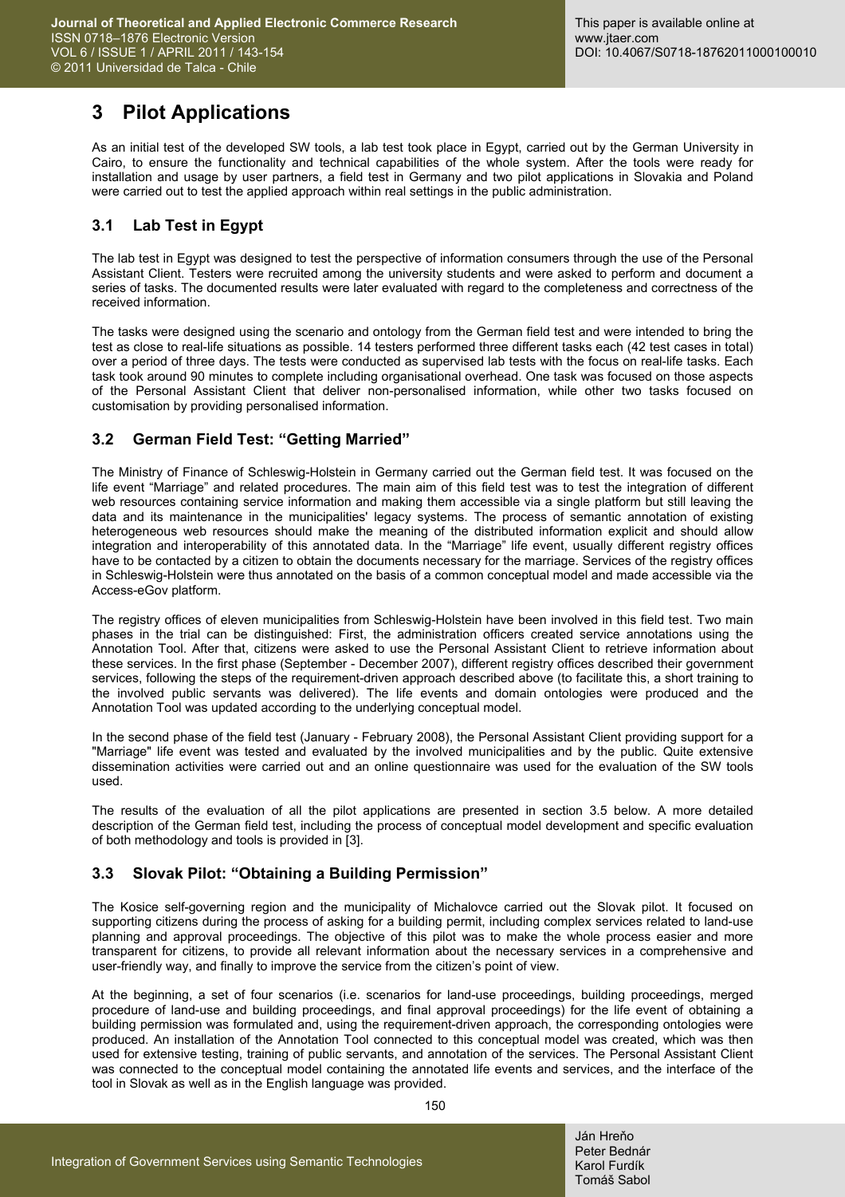# 3 Pilot Applications

As an initial test of the developed SW tools, a lab test took place in Egypt, carried out by the German University in Cairo, to ensure the functionality and technical capabilities of the whole system. After the tools were ready for installation and usage by user partners, a field test in Germany and two pilot applications in Slovakia and Poland were carried out to test the applied approach within real settings in the public administration.

## 3.1 Lab Test in Egypt

The lab test in Egypt was designed to test the perspective of information consumers through the use of the Personal Assistant Client. Testers were recruited among the university students and were asked to perform and document a series of tasks. The documented results were later evaluated with regard to the completeness and correctness of the received information.

The tasks were designed using the scenario and ontology from the German field test and were intended to bring the test as close to real-life situations as possible. 14 testers performed three different tasks each (42 test cases in total) over a period of three days. The tests were conducted as supervised lab tests with the focus on real-life tasks. Each task took around 90 minutes to complete including organisational overhead. One task was focused on those aspects of the Personal Assistant Client that deliver non-personalised information, while other two tasks focused on customisation by providing personalised information.

## 3.2 German Field Test: "Getting Married"

The Ministry of Finance of Schleswig-Holstein in Germany carried out the German field test. It was focused on the life event "Marriage" and related procedures. The main aim of this field test was to test the integration of different web resources containing service information and making them accessible via a single platform but still leaving the data and its maintenance in the municipalities' legacy systems. The process of semantic annotation of existing heterogeneous web resources should make the meaning of the distributed information explicit and should allow integration and interoperability of this annotated data. In the "Marriage" life event, usually different registry offices have to be contacted by a citizen to obtain the documents necessary for the marriage. Services of the registry offices in Schleswig-Holstein were thus annotated on the basis of a common conceptual model and made accessible via the Access-eGov platform.

The registry offices of eleven municipalities from Schleswig-Holstein have been involved in this field test. Two main phases in the trial can be distinguished: First, the administration officers created service annotations using the Annotation Tool. After that, citizens were asked to use the Personal Assistant Client to retrieve information about these services. In the first phase (September - December 2007), different registry offices described their government services, following the steps of the requirement-driven approach described above (to facilitate this, a short training to the involved public servants was delivered). The life events and domain ontologies were produced and the Annotation Tool was updated according to the underlying conceptual model.

In the second phase of the field test (January - February 2008), the Personal Assistant Client providing support for a "Marriage" life event was tested and evaluated by the involved municipalities and by the public. Quite extensive dissemination activities were carried out and an online questionnaire was used for the evaluation of the SW tools used.

The results of the evaluation of all the pilot applications are presented in section 3.5 below. A more detailed description of the German field test, including the process of conceptual model development and specific evaluation of both methodology and tools is provided in [3].

## 3.3 Slovak Pilot: "Obtaining a Building Permission"

The Kosice self-governing region and the municipality of Michalovce carried out the Slovak pilot. It focused on supporting citizens during the process of asking for a building permit, including complex services related to land-use planning and approval proceedings. The objective of this pilot was to make the whole process easier and more transparent for citizens, to provide all relevant information about the necessary services in a comprehensive and user-friendly way, and finally to improve the service from the citizen's point of view.

At the beginning, a set of four scenarios (i.e. scenarios for land-use proceedings, building proceedings, merged procedure of land-use and building proceedings, and final approval proceedings) for the life event of obtaining a building permission was formulated and, using the requirement-driven approach, the corresponding ontologies were produced. An installation of the Annotation Tool connected to this conceptual model was created, which was then used for extensive testing, training of public servants, and annotation of the services. The Personal Assistant Client was connected to the conceptual model containing the annotated life events and services, and the interface of the tool in Slovak as well as in the English language was provided.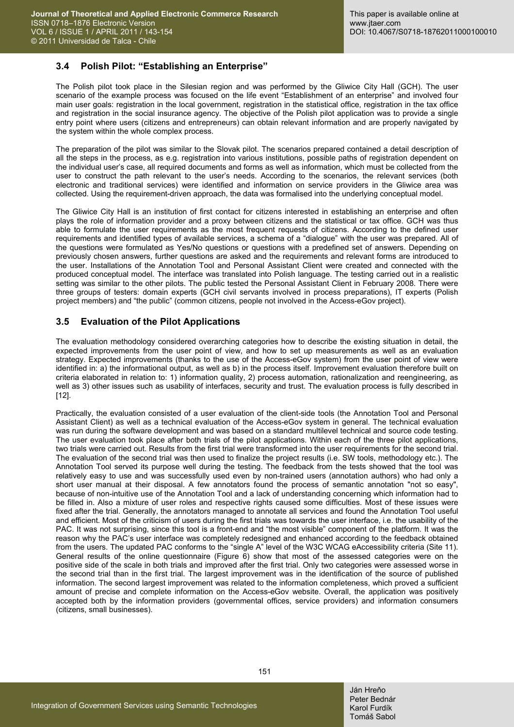### 3.4 Polish Pilot: "Establishing an Enterprise"

The Polish pilot took place in the Silesian region and was performed by the Gliwice City Hall (GCH). The user scenario of the example process was focused on the life event "Establishment of an enterprise" and involved four main user goals: registration in the local government, registration in the statistical office, registration in the tax office and registration in the social insurance agency. The objective of the Polish pilot application was to provide a single entry point where users (citizens and entrepreneurs) can obtain relevant information and are properly navigated by the system within the whole complex process.

The preparation of the pilot was similar to the Slovak pilot. The scenarios prepared contained a detail description of all the steps in the process, as e.g. registration into various institutions, possible paths of registration dependent on the individual user's case, all required documents and forms as well as information, which must be collected from the user to construct the path relevant to the user's needs. According to the scenarios, the relevant services (both electronic and traditional services) were identified and information on service providers in the Gliwice area was collected. Using the requirement-driven approach, the data was formalised into the underlying conceptual model.

The Gliwice City Hall is an institution of first contact for citizens interested in establishing an enterprise and often plays the role of information provider and a proxy between citizens and the statistical or tax office. GCH was thus able to formulate the user requirements as the most frequent requests of citizens. According to the defined user requirements and identified types of available services, a schema of a "dialogue" with the user was prepared. All of the questions were formulated as Yes/No questions or questions with a predefined set of answers. Depending on previously chosen answers, further questions are asked and the requirements and relevant forms are introduced to the user. Installations of the Annotation Tool and Personal Assistant Client were created and connected with the produced conceptual model. The interface was translated into Polish language. The testing carried out in a realistic setting was similar to the other pilots. The public tested the Personal Assistant Client in February 2008. There were three groups of testers: domain experts (GCH civil servants involved in process preparations), IT experts (Polish project members) and "the public" (common citizens, people not involved in the Access-eGov project).

### 3.5 Evaluation of the Pilot Applications

The evaluation methodology considered overarching categories how to describe the existing situation in detail, the expected improvements from the user point of view, and how to set up measurements as well as an evaluation strategy. Expected improvements (thanks to the use of the Access-eGov system) from the user point of view were identified in: a) the informational output, as well as b) in the process itself. Improvement evaluation therefore built on criteria elaborated in relation to: 1) information quality, 2) process automation, rationalization and reengineering, as well as 3) other issues such as usability of interfaces, security and trust. The evaluation process is fully described in [12].

Practically, the evaluation consisted of a user evaluation of the client-side tools (the Annotation Tool and Personal Assistant Client) as well as a technical evaluation of the Access-eGov system in general. The technical evaluation was run during the software development and was based on a standard multilevel technical and source code testing. The user evaluation took place after both trials of the pilot applications. Within each of the three pilot applications, two trials were carried out. Results from the first trial were transformed into the user requirements for the second trial. The evaluation of the second trial was then used to finalize the project results (i.e. SW tools, methodology etc.). The Annotation Tool served its purpose well during the testing. The feedback from the tests showed that the tool was relatively easy to use and was successfully used even by non-trained users (annotation authors) who had only a short user manual at their disposal. A few annotators found the process of semantic annotation "not so easy", because of non-intuitive use of the Annotation Tool and a lack of understanding concerning which information had to be filled in. Also a mixture of user roles and respective rights caused some difficulties. Most of these issues were fixed after the trial. Generally, the annotators managed to annotate all services and found the Annotation Tool useful and efficient. Most of the criticism of users during the first trials was towards the user interface, i.e. the usability of the PAC. It was not surprising, since this tool is a front-end and "the most visible" component of the platform. It was the reason why the PAC's user interface was completely redesigned and enhanced according to the feedback obtained from the users. The updated PAC conforms to the "single A" level of the W3C WCAG eAccessibility criteria (Site 11). General results of the online questionnaire (Figure 6) show that most of the assessed categories were on the positive side of the scale in both trials and improved after the first trial. Only two categories were assessed worse in the second trial than in the first trial. The largest improvement was in the identification of the source of published information. The second largest improvement was related to the information completeness, which proved a sufficient amount of precise and complete information on the Access-eGov website. Overall, the application was positively accepted both by the information providers (governmental offices, service providers) and information consumers (citizens, small businesses).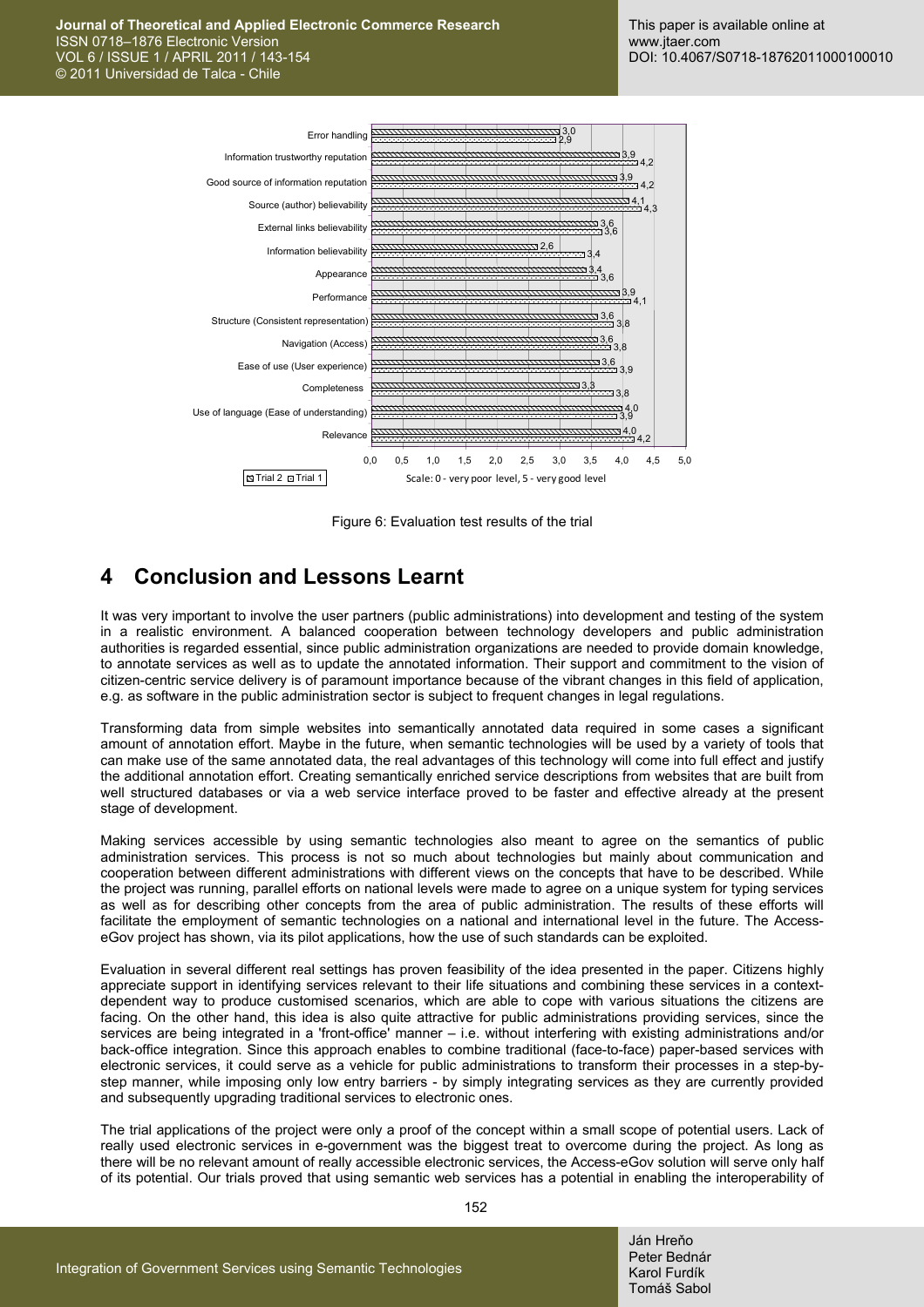Figure 6: Evaluation test results of the trial

## 4 Conclusion and Lessons Learnt

It was very important to involve the user partners (public administrations) into development and testing of the system in a realistic environment. A balanced cooperation between technology developers and public administration authorities is regarded essential, since public administration organizations are needed to provide domain knowledge, to annotate services as well as to update the annotated information. Their support and commitment to the vision of citizen-centric service delivery is of paramount importance because of the vibrant changes in this field of application, e.g. as software in the public administration sector is subject to frequent changes in legal regulations.

Transforming data from simple websites into semantically annotated data required in some cases a significant amount of annotation effort. Maybe in the future, when semantic technologies will be used by a variety of tools that can make use of the same annotated data, the real advantages of this technology will come into full effect and justify the additional annotation effort. Creating semantically enriched service descriptions from websites that are built from well structured databases or via a web service interface proved to be faster and effective already at the present stage of development.

Making services accessible by using semantic technologies also meant to agree on the semantics of public administration services. This process is not so much about technologies but mainly about communication and cooperation between different administrations with different views on the concepts that have to be described. While the project was running, parallel efforts on national levels were made to agree on a unique system for typing services as well as for describing other concepts from the area of public administration. The results of these efforts will facilitate the employment of semantic technologies on a national and international level in the future. The Access-eGov project has shown, via its pilot applications, how the use of such standards can be exploited.

Evaluation in several different real settings has proven feasibility of the idea presented in the paper. Citizens highly appreciate support in identifying services relevant to their life situations and combining these services in a context-dependent way to produce customised scenarios, which are able to cope with various situations the citizens are facing. On the other hand, this idea is also quite attractive for public administrations providing services, since the services are being integrated in a 'front-office' manner – i.e. without interfering with existing administrations and/or back-office integration. Since this approach enables to combine traditional (face-to-face) paper-based services with electronic services, it could serve as a vehicle for public administrations to transform their processes in a step-by-step manner, while imposing only low entry barriers - by simply integrating services as they are currently provided and subsequently upgrading traditional services to electronic ones.

The trial applications of the project were only a proof of the concept within a small scope of potential users. Lack of really used electronic services in e-government was the biggest treat to overcome during the project. As long as there will be no relevant amount of really accessible electronic services, the Access-eGov solution will serve only half of its potential. Our trials proved that using semantic web services has a potential in enabling the interoperability of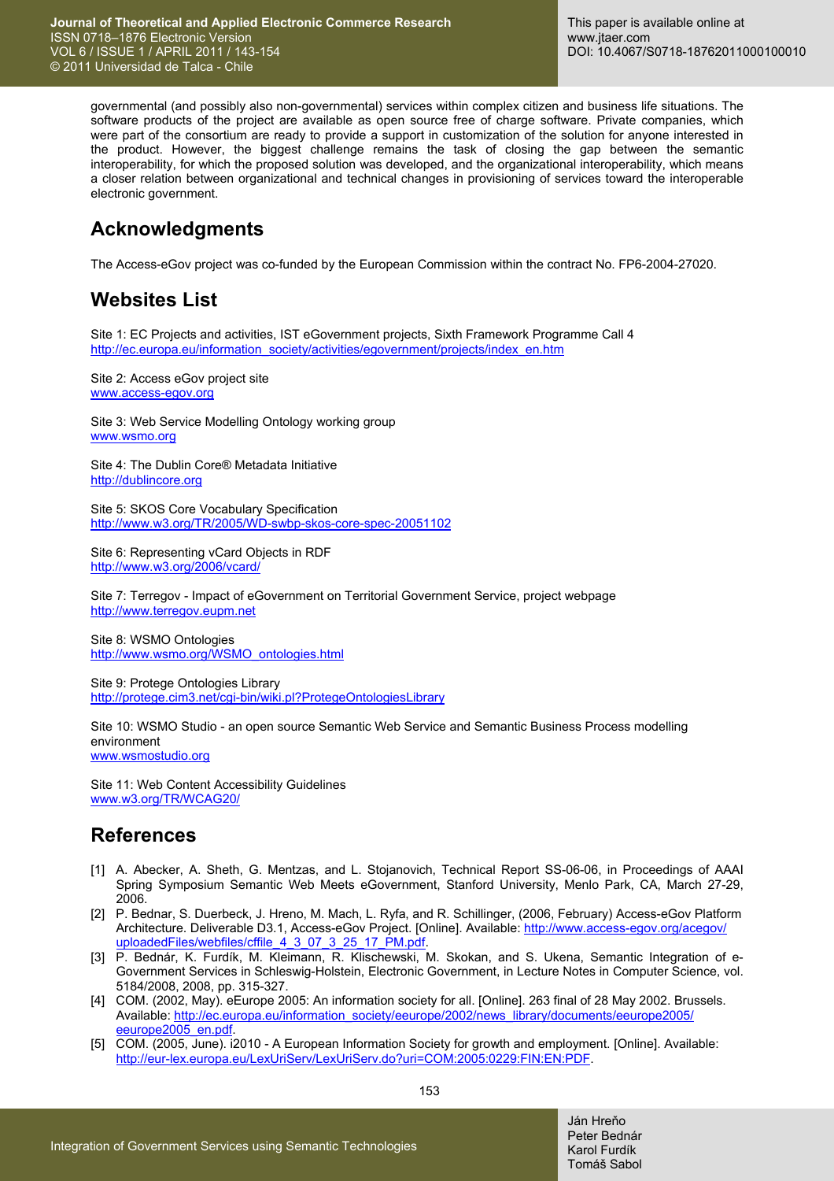governmental (and possibly also non-governmental) services within complex citizen and business life situations. The software products of the project are available as open source free of charge software. Private companies, which were part of the consortium are ready to provide a support in customization of the solution for anyone interested in the product. However, the biggest challenge remains the task of closing the gap between the semantic interoperability, for which the proposed solution was developed, and the organizational interoperability, which means a closer relation between organizational and technical changes in provisioning of services toward the interoperable electronic government.

## Acknowledgments

The Access-eGov project was co-funded by the European Commission within the contract No. FP6-2004-27020.

## Websites List

Site 1: EC Projects and activities, IST eGovernment projects, Sixth Framework Programme Call 4
http://ec.europa.eu/information_society/activities/egovernment/projects/index_en.htm

Site 2: Access eGov project site
www.access-egov.org

Site 3: Web Service Modelling Ontology working group
www.wsmo.org

Site 4: The Dublin Core® Metadata Initiative
http://dublincore.org

Site 5: SKOS Core Vocabulary Specification
http://www.w3.org/TR/2005/WD-swbp-skos-core-spec-20051102

Site 6: Representing vCard Objects in RDF
http://www.w3.org/2006/vcard/

Site 7: Terregov - Impact of eGovernment on Territorial Government Service, project webpage
http://www.terregov.eupm.net

Site 8: WSMO Ontologies
http://www.wsmo.org/WSMO_ontologies.html

Site 9: Protege Ontologies Library
http://protege.cim3.net/cgi-bin/wiki.pl?ProtegeOntologiesLibrary

Site 10: WSMO Studio - an open source Semantic Web Service and Semantic Business Process modelling environment
www.wsmostudio.org

Site 11: Web Content Accessibility Guidelines
www.w3.org/TR/WCAG20/

## References

[1] A. Abecker, A. Sheth, G. Mentzas, and L. Stojanovich, Technical Report SS-06-06, in Proceedings of AAAI Spring Symposium Semantic Web Meets eGovernment, Stanford University, Menlo Park, CA, March 27-29, 2006.

[2] P. Bednar, S. Duerbeck, J. Hreno, M. Mach, L. Ryfa, and R. Schillinger, (2006, February) Access-eGov Platform Architecture. Deliverable D3.1, Access-eGov Project. [Online]. Available: http://www.access-egov.org/acegov/uploadedFiles/webfiles/cffile_4_3_07_3_25_17_PM.pdf.

[3] P. Bednár, K. Furdík, M. Kleimann, R. Klischewski, M. Skokan, and S. Ukena, Semantic Integration of e-Government Services in Schleswig-Holstein, Electronic Government, in Lecture Notes in Computer Science, vol. 5184/2008, 2008, pp. 315-327.

[4] COM. (2002, May). eEurope 2005: An information society for all. [Online]. 263 final of 28 May 2002. Brussels. Available: http://ec.europa.eu/information_society/eeurope/2002/news_library/documents/eeurope2005/eeurope2005_en.pdf.

[5] COM. (2005, June). i2010 - A European Information Society for growth and employment. [Online]. Available: http://eur-lex.europa.eu/LexUriServ/LexUriServ.do?uri=COM:2005:0229:FIN:EN:PDF.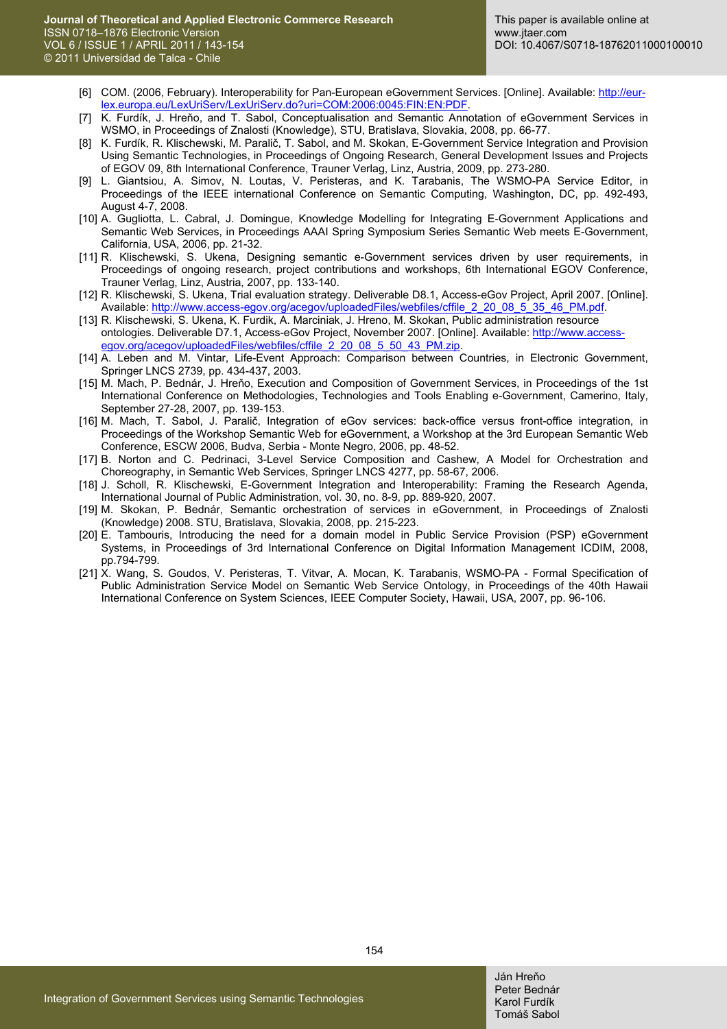[6] COM. (2006, February). Interoperability for Pan-European eGovernment Services. [Online]. Available: http://eur-lex.europa.eu/LexUriServ/LexUriServ.do?uri=COM:2006:0045:FIN:EN:PDF.

[7] K. Furdík, J. Hreňo, and T. Sabol, Conceptualisation and Semantic Annotation of eGovernment Services in WSMO, in Proceedings of Znalosti (Knowledge), STU, Bratislava, Slovakia, 2008, pp. 66-77.

[8] K. Furdík, R. Klischewski, M. Paralič, T. Sabol, and M. Skokan, E-Government Service Integration and Provision Using Semantic Technologies, in Proceedings of Ongoing Research, General Development Issues and Projects of EGOV 09, 8th International Conference, Trauner Verlag, Linz, Austria, 2009, pp. 273-280.

[9] L. Giantsiou, A. Simov, N. Loutas, V. Peristeras, and K. Tarabanis, The WSMO-PA Service Editor, in Proceedings of the IEEE international Conference on Semantic Computing, Washington, DC, pp. 492-493, August 4-7, 2008.

[10] A. Gugliotta, L. Cabral, J. Domingue, Knowledge Modelling for Integrating E-Government Applications and Semantic Web Services, in Proceedings AAAI Spring Symposium Series Semantic Web meets E-Government, California, USA, 2006, pp. 21-32.

[11] R. Klischewski, S. Ukena, Designing semantic e-Government services driven by user requirements, in Proceedings of ongoing research, project contributions and workshops, 6th International EGOV Conference, Trauner Verlag, Linz, Austria, 2007, pp. 133-140.

[12] R. Klischewski, S. Ukena, Trial evaluation strategy. Deliverable D8.1, Access-eGov Project, April 2007. [Online]. Available: http://www.access-egov.org/acegov/uploadedFiles/webfiles/cffile_2_20_08_5_35_46_PM.pdf.

[13] R. Klischewski, S. Ukena, K. Furdik, A. Marciniak, J. Hreno, M. Skokan, Public administration resource ontologies. Deliverable D7.1, Access-eGov Project, November 2007. [Online]. Available: http://www.access-egov.org/acegov/uploadedFiles/webfiles/cffile_2_20_08_5_50_43_PM.zip.

[14] A. Leben and M. Vintar, Life-Event Approach: Comparison between Countries, in Electronic Government, Springer LNCS 2739, pp. 434-437, 2003.

[15] M. Mach, P. Bednár, J. Hreňo, Execution and Composition of Government Services, in Proceedings of the 1st International Conference on Methodologies, Technologies and Tools Enabling e-Government, Camerino, Italy, September 27-28, 2007, pp. 139-153.

[16] M. Mach, T. Sabol, J. Paralič, Integration of eGov services: back-office versus front-office integration, in Proceedings of the Workshop Semantic Web for eGovernment, a Workshop at the 3rd European Semantic Web Conference, ESCW 2006, Budva, Serbia - Monte Negro, 2006, pp. 48-52.

[17] B. Norton and C. Pedrinaci, 3-Level Service Composition and Cashew, A Model for Orchestration and Choreography, in Semantic Web Services, Springer LNCS 4277, pp. 58-67, 2006.

[18] J. Scholl, R. Klischewski, E-Government Integration and Interoperability: Framing the Research Agenda, International Journal of Public Administration, vol. 30, no. 8-9, pp. 889-920, 2007.

[19] M. Skokan, P. Bednár, Semantic orchestration of services in eGovernment, in Proceedings of Znalosti (Knowledge) 2008. STU, Bratislava, Slovakia, 2008, pp. 215-223.

[20] E. Tambouris, Introducing the need for a domain model in Public Service Provision (PSP) eGovernment Systems, in Proceedings of 3rd International Conference on Digital Information Management ICDIM, 2008, pp.794-799.

[21] X. Wang, S. Goudos, V. Peristeras, T. Vitvar, A. Mocan, K. Tarabanis, WSMO-PA - Formal Specification of Public Administration Service Model on Semantic Web Service Ontology, in Proceedings of the 40th Hawaii International Conference on System Sciences, IEEE Computer Society, Hawaii, USA, 2007, pp. 96-106.